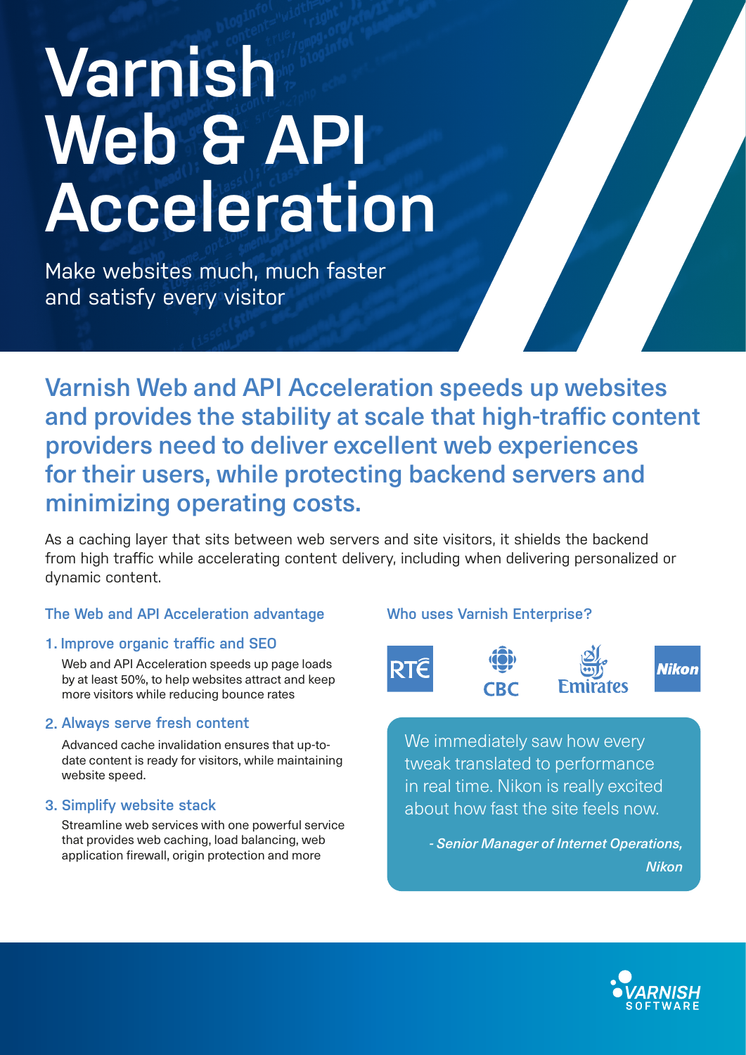# Varnish Web & API Acceleration

Make websites much, much faster and satisfy every visitor

## Varnish Web and API Acceleration speeds up websites and provides the stability at scale that high-traffic content providers need to deliver excellent web experiences for their users, while protecting backend servers and minimizing operating costs.

As a caching layer that sits between web servers and site visitors, it shields the backend from high traffic while accelerating content delivery, including when delivering personalized or dynamic content.

### The Web and API Acceleration advantage

1. **Improve organic traffic and SEO**

   Web and API Acceleration speeds up page loads by at least 50%, to help websites attract and keep more visitors while reducing bounce rates

2. **Always serve fresh content**

   Advanced cache invalidation ensures that up-to-date content is ready for visitors, while maintaining website speed.

3. **Simplify website stack**

   Streamline web services with one powerful service that provides web caching, load balancing, web application firewall, origin protection and more

### Who uses Varnish Enterprise?

RTÉ, CBC, Emirates, Nikon

> We immediately saw how every tweak translated to performance in real time. Nikon is really excited about how fast the site feels now.
>
> *- Senior Manager of Internet Operations, Nikon*

VARNISH SOFTWARE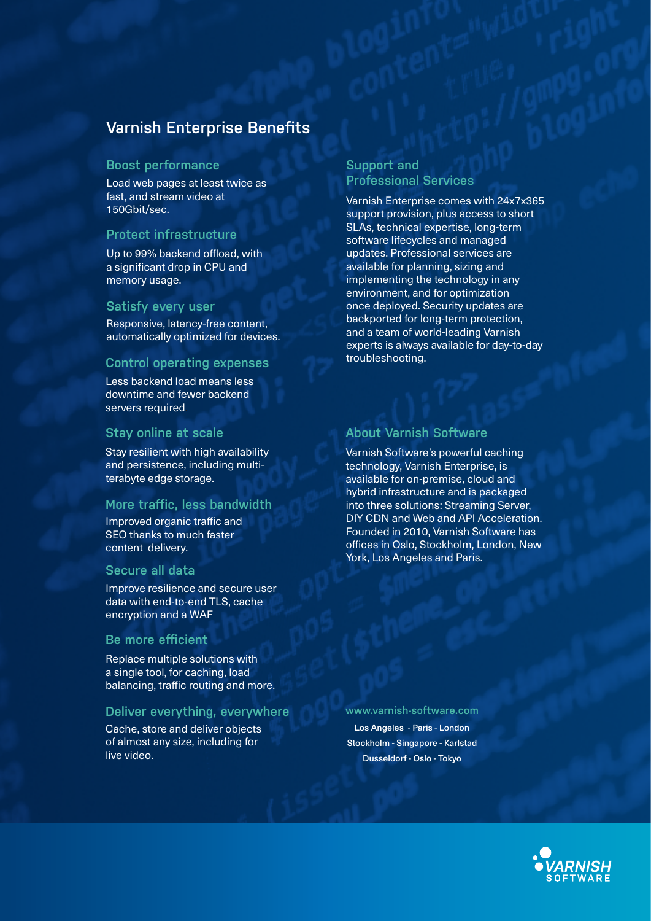## Varnish Enterprise Benefits

### Boost performance

Load web pages at least twice as fast, and stream video at 150Gbit/sec.

### Protect infrastructure

Up to 99% backend offload, with a significant drop in CPU and memory usage.

### Satisfy every user

Responsive, latency-free content, automatically optimized for devices.

### Control operating expenses

Less backend load means less downtime and fewer backend servers required

### Stay online at scale

Stay resilient with high availability and persistence, including multi-terabyte edge storage.

### More traffic, less bandwidth

Improved organic traffic and SEO thanks to much faster content delivery.

### Secure all data

Improve resilience and secure user data with end-to-end TLS, cache encryption and a WAF

### Be more efficient

Replace multiple solutions with a single tool, for caching, load balancing, traffic routing and more.

### Deliver everything, everywhere

Cache, store and deliver objects of almost any size, including for live video.

### Support and Professional Services

Varnish Enterprise comes with 24x7x365 support provision, plus access to short SLAs, technical expertise, long-term software lifecycles and managed updates. Professional services are available for planning, sizing and implementing the technology in any environment, and for optimization once deployed. Security updates are backported for long-term protection, and a team of world-leading Varnish experts is always available for day-to-day troubleshooting.

### About Varnish Software

Varnish Software's powerful caching technology, Varnish Enterprise, is available for on-premise, cloud and hybrid infrastructure and is packaged into three solutions: Streaming Server, DIY CDN and Web and API Acceleration. Founded in 2010, Varnish Software has offices in Oslo, Stockholm, London, New York, Los Angeles and Paris.

www.varnish-software.com

Los Angeles - Paris - London
Stockholm - Singapore - Karlstad
Dusseldorf - Oslo - Tokyo

VARNISH SOFTWARE